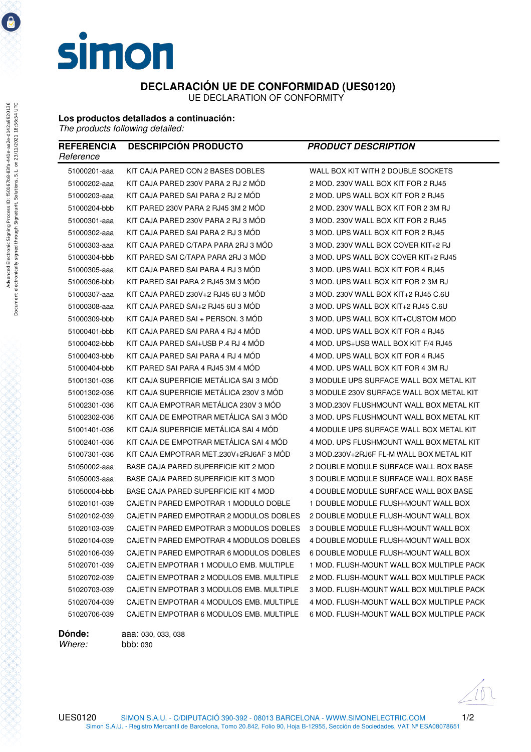simon

# DECLARACIÓN UE DE CONFORMIDAD (UES0120)

UE DECLARATION OF CONFORMITY

**Los productos detallados a continuación:**
*The products following detailed:*

| **REFERENCIA** *Reference* | **DESCRIPCIÓN PRODUCTO** | ***PRODUCT DESCRIPTION*** |
|---|---|---|
| 51000201-aaa | KIT CAJA PARED CON 2 BASES DOBLES | WALL BOX KIT WITH 2 DOUBLE SOCKETS |
| 51000202-aaa | KIT CAJA PARED 230V PARA 2 RJ 2 MÓD | 2 MOD. 230V WALL BOX KIT FOR 2 RJ45 |
| 51000203-aaa | KIT CAJA PARED SAI PARA 2 RJ 2 MÓD | 2 MOD. UPS WALL BOX KIT FOR 2 RJ45 |
| 51000204-bbb | KIT PARED 230V PARA 2 RJ45 3M 2 MÓD | 2 MOD. 230V WALL BOX KIT FOR 2 3M RJ |
| 51000301-aaa | KIT CAJA PARED 230V PARA 2 RJ 3 MÓD | 3 MOD. 230V WALL BOX KIT FOR 2 RJ45 |
| 51000302-aaa | KIT CAJA PARED SAI PARA 2 RJ 3 MÓD | 3 MOD. UPS WALL BOX KIT FOR 2 RJ45 |
| 51000303-aaa | KIT CAJA PARED C/TAPA PARA 2RJ 3 MÓD | 3 MOD. 230V WALL BOX COVER KIT+2 RJ |
| 51000304-bbb | KIT PARED SAI C/TAPA PARA 2RJ 3 MÓD | 3 MOD. UPS WALL BOX COVER KIT+2 RJ45 |
| 51000305-aaa | KIT CAJA PARED SAI PARA 4 RJ 3 MÓD | 3 MOD. UPS WALL BOX KIT FOR 4 RJ45 |
| 51000306-bbb | KIT PARED SAI PARA 2 RJ45 3M 3 MÓD | 3 MOD. UPS WALL BOX KIT FOR 2 3M RJ |
| 51000307-aaa | KIT CAJA PARED 230V+2 RJ45 6U 3 MÓD | 3 MOD. 230V WALL BOX KIT+2 RJ45 C.6U |
| 51000308-aaa | KIT CAJA PARED SAI+2 RJ45 6U 3 MÓD | 3 MOD. UPS WALL BOX KIT+2 RJ45 C.6U |
| 51000309-bbb | KIT CAJA PARED SAI + PERSON. 3 MÓD | 3 MOD. UPS WALL BOX KIT+CUSTOM MOD |
| 51000401-bbb | KIT CAJA PARED SAI PARA 4 RJ 4 MÓD | 4 MOD. UPS WALL BOX KIT FOR 4 RJ45 |
| 51000402-bbb | KIT CAJA PARED SAI+USB P.4 RJ 4 MÓD | 4 MOD. UPS+USB WALL BOX KIT F/4 RJ45 |
| 51000403-bbb | KIT CAJA PARED SAI PARA 4 RJ 4 MÓD | 4 MOD. UPS WALL BOX KIT FOR 4 RJ45 |
| 51000404-bbb | KIT PARED SAI PARA 4 RJ45 3M 4 MÓD | 4 MOD. UPS WALL BOX KIT FOR 4 3M RJ |
| 51001301-036 | KIT CAJA SUPERFICIE METÁLICA SAI 3 MÓD | 3 MODULE UPS SURFACE WALL BOX METAL KIT |
| 51001302-036 | KIT CAJA SUPERFICIE METÁLICA 230V 3 MÓD | 3 MODULE 230V SURFACE WALL BOX METAL KIT |
| 51002301-036 | KIT CAJA EMPOTRAR METÁLICA 230V 3 MÓD | 3 MOD.230V FLUSHMOUNT WALL BOX METAL KIT |
| 51002302-036 | KIT CAJA DE EMPOTRAR METÁLICA SAI 3 MÓD | 3 MOD. UPS FLUSHMOUNT WALL BOX METAL KIT |
| 51001401-036 | KIT CAJA SUPERFICIE METÁLICA SAI 4 MÓD | 4 MODULE UPS SURFACE WALL BOX METAL KIT |
| 51002401-036 | KIT CAJA DE EMPOTRAR METÁLICA SAI 4 MÓD | 4 MOD. UPS FLUSHMOUNT WALL BOX METAL KIT |
| 51007301-036 | KIT CAJA EMPOTRAR MET.230V+2RJ6AF 3 MÓD | 3 MOD.230V+2RJ6F FL-M WALL BOX METAL KIT |
| 51050002-aaa | BASE CAJA PARED SUPERFICIE KIT 2 MOD | 2 DOUBLE MODULE SURFACE WALL BOX BASE |
| 51050003-aaa | BASE CAJA PARED SUPERFICIE KIT 3 MOD | 3 DOUBLE MODULE SURFACE WALL BOX BASE |
| 51050004-bbb | BASE CAJA PARED SUPERFICIE KIT 4 MOD | 4 DOUBLE MODULE SURFACE WALL BOX BASE |
| 51020101-039 | CAJETIN PARED EMPOTRAR 1 MODULO DOBLE | 1 DOUBLE MODULE FLUSH-MOUNT WALL BOX |
| 51020102-039 | CAJETIN PARED EMPOTRAR 2 MODULOS DOBLES | 2 DOUBLE MODULE FLUSH-MOUNT WALL BOX |
| 51020103-039 | CAJETIN PARED EMPOTRAR 3 MODULOS DOBLES | 3 DOUBLE MODULE FLUSH-MOUNT WALL BOX |
| 51020104-039 | CAJETIN PARED EMPOTRAR 4 MODULOS DOBLES | 4 DOUBLE MODULE FLUSH-MOUNT WALL BOX |
| 51020106-039 | CAJETIN PARED EMPOTRAR 6 MODULOS DOBLES | 6 DOUBLE MODULE FLUSH-MOUNT WALL BOX |
| 51020701-039 | CAJETIN EMPOTRAR 1 MODULO EMB. MULTIPLE | 1 MOD. FLUSH-MOUNT WALL BOX MULTIPLE PACK |
| 51020702-039 | CAJETIN EMPOTRAR 2 MODULOS EMB. MULTIPLE | 2 MOD. FLUSH-MOUNT WALL BOX MULTIPLE PACK |
| 51020703-039 | CAJETIN EMPOTRAR 3 MODULOS EMB. MULTIPLE | 3 MOD. FLUSH-MOUNT WALL BOX MULTIPLE PACK |
| 51020704-039 | CAJETIN EMPOTRAR 4 MODULOS EMB. MULTIPLE | 4 MOD. FLUSH-MOUNT WALL BOX MULTIPLE PACK |
| 51020706-039 | CAJETIN EMPOTRAR 6 MODULOS EMB. MULTIPLE | 6 MOD. FLUSH-MOUNT WALL BOX MULTIPLE PACK |

**Dónde:** aaa: 030, 033, 038
*Where:* bbb: 030

SIMON S.A.U. - C/DIPUTACIÓ 390-392 - 08013 BARCELONA - WWW.SIMONELECTRIC.COM
Simon S.A.U. - Registro Mercantil de Barcelona, Tomo 20.842, Folio 90, Hoja B-12955, Sección de Sociedades, VAT Nº ESA08078651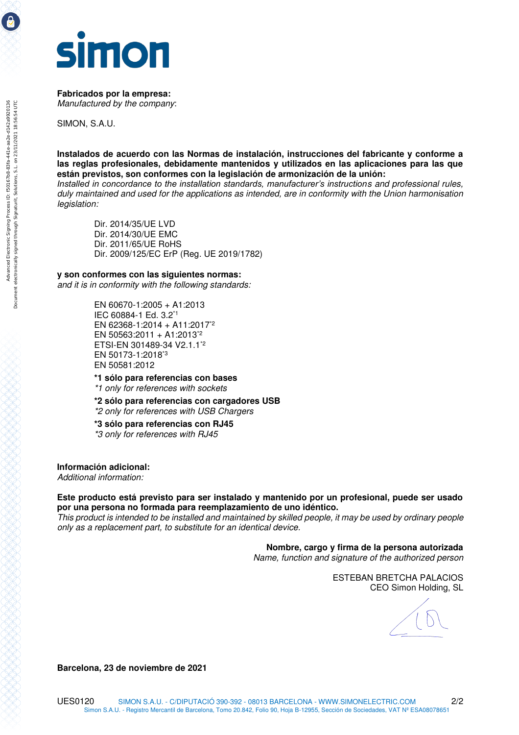**Fabricados por la empresa:**
*Manufactured by the company*:

SIMON, S.A.U.

**Instalados de acuerdo con las Normas de instalación, instrucciones del fabricante y conforme a las reglas profesionales, debidamente mantenidos y utilizados en las aplicaciones para las que están previstos, son conformes con la legislación de armonización de la unión:**
*Installed in concordance to the installation standards, manufacturer's instructions and professional rules, duly maintained and used for the applications as intended, are in conformity with the Union harmonisation legislation:*

Dir. 2014/35/UE LVD
Dir. 2014/30/UE EMC
Dir. 2011/65/UE RoHS
Dir. 2009/125/EC ErP (Reg. UE 2019/1782)

**y son conformes con las siguientes normas:**
*and it is in conformity with the following standards:*

EN 60670-1:2005 + A1:2013
IEC 60884-1 Ed. 3.2*1
EN 62368-1:2014 + A11:2017*2
EN 50563:2011 + A1:2013*2
ETSI-EN 301489-34 V2.1.1*2
EN 50173-1:2018*3
EN 50581:2012

**\*1 sólo para referencias con bases**
*\*1 only for references with sockets*

**\*2 sólo para referencias con cargadores USB**
*\*2 only for references with USB Chargers*

**\*3 sólo para referencias con RJ45**
*\*3 only for references with RJ45*

**Información adicional:**
*Additional information:*

**Este producto está previsto para ser instalado y mantenido por un profesional, puede ser usado por una persona no formada para reemplazamiento de uno idéntico.**
*This product is intended to be installed and maintained by skilled people, it may be used by ordinary people only as a replacement part, to substitute for an identical device.*

**Nombre, cargo y firma de la persona autorizada**
*Name, function and signature of the authorized person*

ESTEBAN BRETCHA PALACIOS
CEO Simon Holding, SL

**Barcelona, 23 de noviembre de 2021**

UES0120 SIMON S.A.U. - C/DIPUTACIÓ 390-392 - 08013 BARCELONA - WWW.SIMONELECTRIC.COM
Simon S.A.U. - Registro Mercantil de Barcelona, Tomo 20.842, Folio 90, Hoja B-12955, Sección de Sociedades, VAT Nº ESA08078651